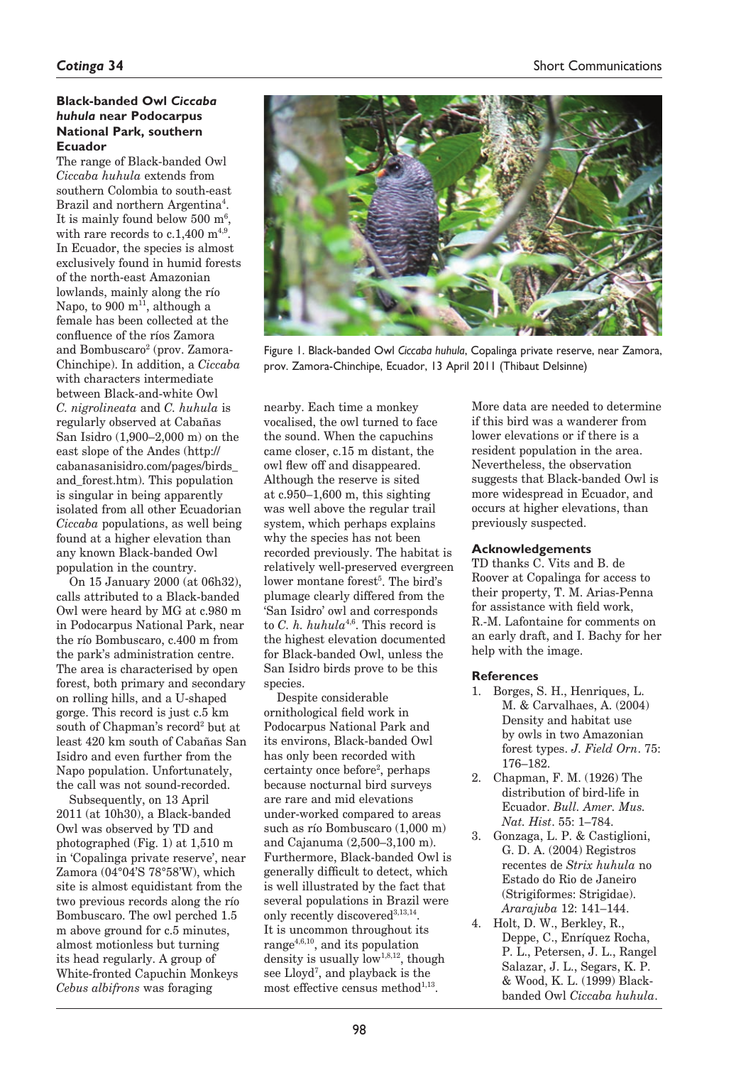### Black-banded Owl *Ciccaba huhula* near Podocarpus National Park, southern Ecuador

The range of Black-banded Owl *Ciccaba huhula* extends from southern Colombia to south-east Brazil and northern Argentina[4]. It is mainly found below 500 m[6], with rare records to c.1,400 m[4,9]. In Ecuador, the species is almost exclusively found in humid forests of the north-east Amazonian lowlands, mainly along the río Napo, to 900 m[11], although a female has been collected at the confluence of the ríos Zamora and Bombuscaro[2] (prov. Zamora-Chinchipe). In addition, a *Ciccaba* with characters intermediate between Black-and-white Owl *C. nigrolineata* and *C. huhula* is regularly observed at Cabañas San Isidro (1,900–2,000 m) on the east slope of the Andes (http://cabanasanisidro.com/pages/birds_and_forest.htm). This population is singular in being apparently isolated from all other Ecuadorian *Ciccaba* populations, as well being found at a higher elevation than any known Black-banded Owl population in the country.

On 15 January 2000 (at 06h32), calls attributed to a Black-banded Owl were heard by MG at c.980 m in Podocarpus National Park, near the río Bombuscaro, c.400 m from the park's administration centre. The area is characterised by open forest, both primary and secondary on rolling hills, and a U-shaped gorge. This record is just c.5 km south of Chapman's record[2] but at least 420 km south of Cabañas San Isidro and even further from the Napo population. Unfortunately, the call was not sound-recorded.

Subsequently, on 13 April 2011 (at 10h30), a Black-banded Owl was observed by TD and photographed (Fig. 1) at 1,510 m in 'Copalinga private reserve', near Zamora (04°04'S 78°58'W), which site is almost equidistant from the two previous records along the río Bombuscaro. The owl perched 1.5 m above ground for c.5 minutes, almost motionless but turning its head regularly. A group of White-fronted Capuchin Monkeys *Cebus albifrons* was foraging nearby. Each time a monkey vocalised, the owl turned to face the sound. When the capuchins came closer, c.15 m distant, the owl flew off and disappeared. Although the reserve is sited at c.950–1,600 m, this sighting was well above the regular trail system, which perhaps explains why the species has not been recorded previously. The habitat is relatively well-preserved evergreen lower montane forest[5]. The bird's plumage clearly differed from the 'San Isidro' owl and corresponds to *C. h. huhula*[4,6]. This record is the highest elevation documented for Black-banded Owl, unless the San Isidro birds prove to be this species.

Figure 1. Black-banded Owl *Ciccaba huhula*, Copalinga private reserve, near Zamora, prov. Zamora-Chinchipe, Ecuador, 13 April 2011 (Thibaut Delsinne)

Despite considerable ornithological field work in Podocarpus National Park and its environs, Black-banded Owl has only been recorded with certainty once before[2], perhaps because nocturnal bird surveys are rare and mid elevations under-worked compared to areas such as río Bombuscaro (1,000 m) and Cajanuma (2,500–3,100 m). Furthermore, Black-banded Owl is generally difficult to detect, which is well illustrated by the fact that several populations in Brazil were only recently discovered[3,13,14]. It is uncommon throughout its range[4,6,10], and its population density is usually low[1,8,12], though see Lloyd[7], and playback is the most effective census method[1,13].

More data are needed to determine if this bird was a wanderer from lower elevations or if there is a resident population in the area. Nevertheless, the observation suggests that Black-banded Owl is more widespread in Ecuador, and occurs at higher elevations, than previously suspected.

#### Acknowledgements

TD thanks C. Vits and B. de Roover at Copalinga for access to their property, T. M. Arias-Penna for assistance with field work, R.-M. Lafontaine for comments on an early draft, and I. Bachy for her help with the image.

#### References

1. Borges, S. H., Henriques, L. M. & Carvalhaes, A. (2004) Density and habitat use by owls in two Amazonian forest types. *J. Field Orn.* 75: 176–182.
2. Chapman, F. M. (1926) The distribution of bird-life in Ecuador. *Bull. Amer. Mus. Nat. Hist.* 55: 1–784.
3. Gonzaga, L. P. & Castiglioni, G. D. A. (2004) Registros recentes de *Strix huhula* no Estado do Rio de Janeiro (Strigiformes: Strigidae). *Ararajuba* 12: 141–144.
4. Holt, D. W., Berkley, R., Deppe, C., Enríquez Rocha, P. L., Petersen, J. L., Rangel Salazar, J. L., Segars, K. P. & Wood, K. L. (1999) Black-banded Owl *Ciccaba huhula*.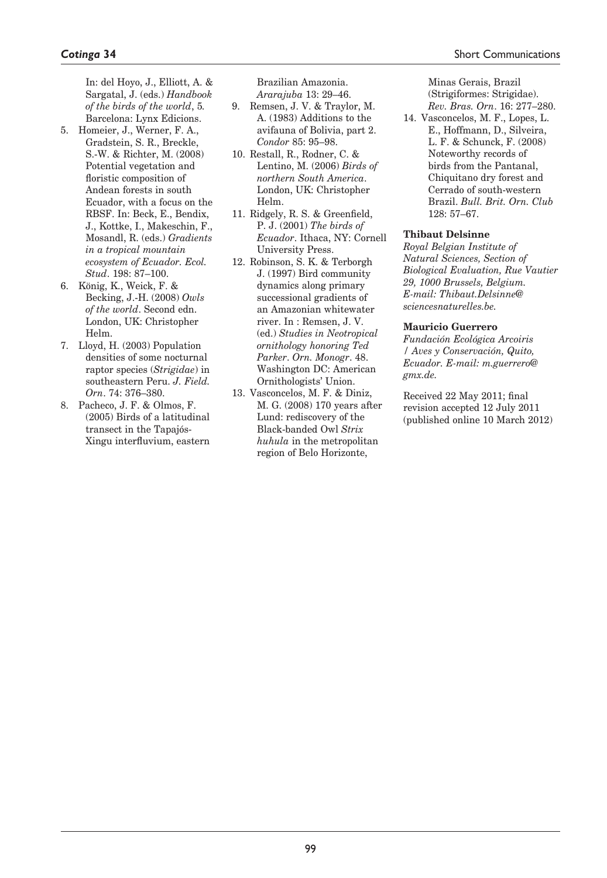In: del Hoyo, J., Elliott, A. & Sargatal, J. (eds.) *Handbook of the birds of the world*, 5. Barcelona: Lynx Edicions.

5. Homeier, J., Werner, F. A., Gradstein, S. R., Breckle, S.-W. & Richter, M. (2008) Potential vegetation and floristic composition of Andean forests in south Ecuador, with a focus on the RBSF. In: Beck, E., Bendix, J., Kottke, I., Makeschin, F., Mosandl, R. (eds.) *Gradients in a tropical mountain ecosystem of Ecuador. Ecol. Stud*. 198: 87–100.
6. König, K., Weick, F. & Becking, J.-H. (2008) *Owls of the world*. Second edn. London, UK: Christopher Helm.
7. Lloyd, H. (2003) Population densities of some nocturnal raptor species (*Strigidae*) in southeastern Peru. *J. Field. Orn*. 74: 376–380.
8. Pacheco, J. F. & Olmos, F. (2005) Birds of a latitudinal transect in the Tapajós-Xingu interfluvium, eastern Brazilian Amazonia. *Ararajuba* 13: 29–46.
9. Remsen, J. V. & Traylor, M. A. (1983) Additions to the avifauna of Bolivia, part 2. *Condor* 85: 95–98.
10. Restall, R., Rodner, C. & Lentino, M. (2006) *Birds of northern South America*. London, UK: Christopher Helm.
11. Ridgely, R. S. & Greenfield, P. J. (2001) *The birds of Ecuador*. Ithaca, NY: Cornell University Press.
12. Robinson, S. K. & Terborgh J. (1997) Bird community dynamics along primary successional gradients of an Amazonian whitewater river. In : Remsen, J. V. (ed.) *Studies in Neotropical ornithology honoring Ted Parker*. *Orn. Monogr*. 48. Washington DC: American Ornithologists' Union.
13. Vasconcelos, M. F. & Diniz, M. G. (2008) 170 years after Lund: rediscovery of the Black-banded Owl *Strix huhula* in the metropolitan region of Belo Horizonte, Minas Gerais, Brazil (Strigiformes: Strigidae). *Rev. Bras. Orn*. 16: 277–280.
14. Vasconcelos, M. F., Lopes, L. E., Hoffmann, D., Silveira, L. F. & Schunck, F. (2008) Noteworthy records of birds from the Pantanal, Chiquitano dry forest and Cerrado of south-western Brazil. *Bull. Brit. Orn. Club* 128: 57–67.

**Thibaut Delsinne**

*Royal Belgian Institute of Natural Sciences, Section of Biological Evaluation, Rue Vautier 29, 1000 Brussels, Belgium. E-mail: Thibaut.Delsinne@sciencesnaturelles.be.*

**Mauricio Guerrero**

*Fundación Ecológica Arcoiris / Aves y Conservación, Quito, Ecuador. E-mail: m.guerrero@gmx.de.*

Received 22 May 2011; final revision accepted 12 July 2011 (published online 10 March 2012)